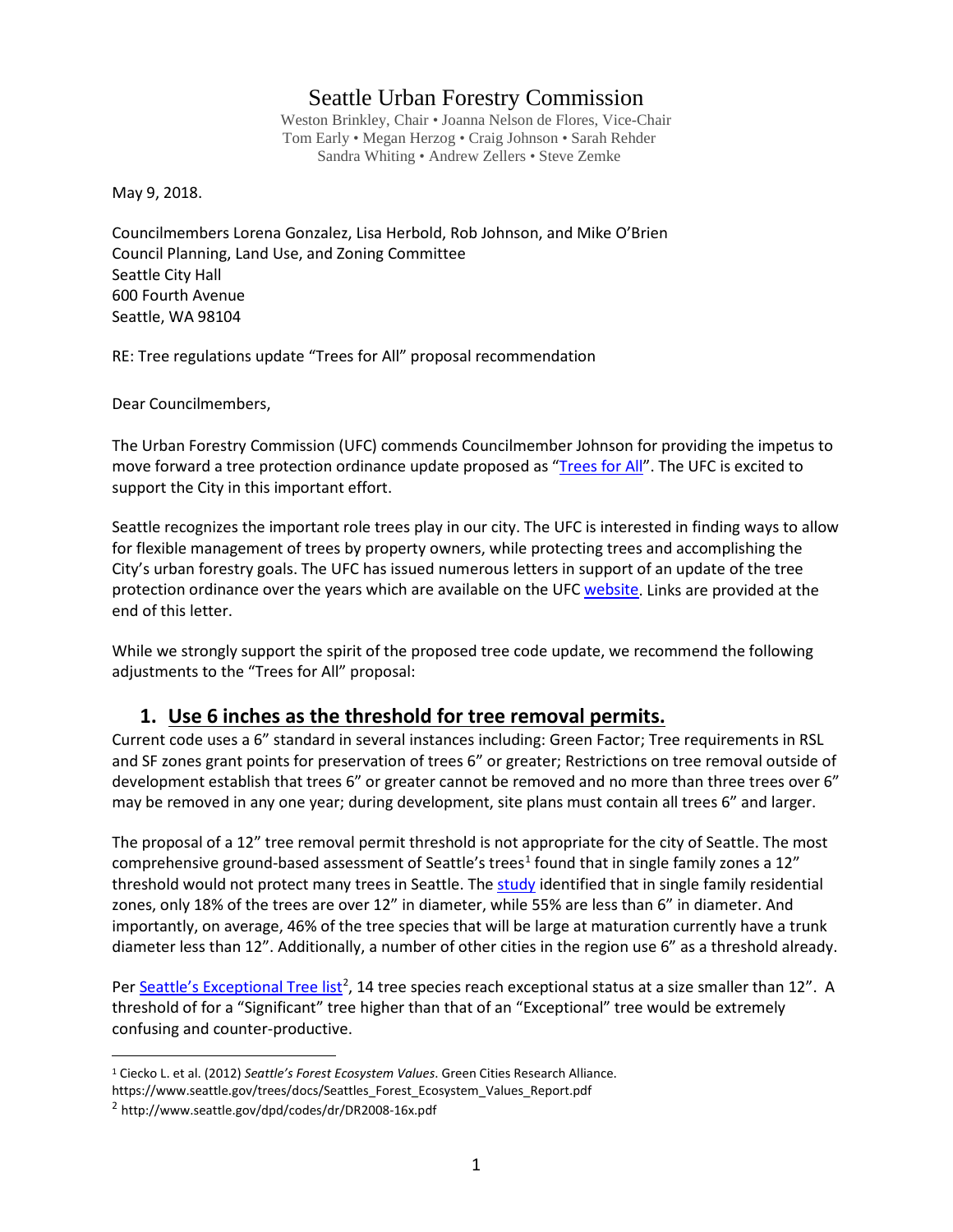# Seattle Urban Forestry Commission

Weston Brinkley, Chair • Joanna Nelson de Flores, Vice-Chair
Tom Early • Megan Herzog • Craig Johnson • Sarah Rehder
Sandra Whiting • Andrew Zellers • Steve Zemke

May 9, 2018.

Councilmembers Lorena Gonzalez, Lisa Herbold, Rob Johnson, and Mike O'Brien
Council Planning, Land Use, and Zoning Committee
Seattle City Hall
600 Fourth Avenue
Seattle, WA 98104

RE: Tree regulations update "Trees for All" proposal recommendation

Dear Councilmembers,

The Urban Forestry Commission (UFC) commends Councilmember Johnson for providing the impetus to move forward a tree protection ordinance update proposed as "Trees for All". The UFC is excited to support the City in this important effort.

Seattle recognizes the important role trees play in our city. The UFC is interested in finding ways to allow for flexible management of trees by property owners, while protecting trees and accomplishing the City's urban forestry goals. The UFC has issued numerous letters in support of an update of the tree protection ordinance over the years which are available on the UFC website. Links are provided at the end of this letter.

While we strongly support the spirit of the proposed tree code update, we recommend the following adjustments to the "Trees for All" proposal:

## 1. Use 6 inches as the threshold for tree removal permits.

Current code uses a 6" standard in several instances including: Green Factor; Tree requirements in RSL and SF zones grant points for preservation of trees 6" or greater; Restrictions on tree removal outside of development establish that trees 6" or greater cannot be removed and no more than three trees over 6" may be removed in any one year; during development, site plans must contain all trees 6" and larger.

The proposal of a 12" tree removal permit threshold is not appropriate for the city of Seattle. The most comprehensive ground-based assessment of Seattle's trees[1] found that in single family zones a 12" threshold would not protect many trees in Seattle. The study identified that in single family residential zones, only 18% of the trees are over 12" in diameter, while 55% are less than 6" in diameter. And importantly, on average, 46% of the tree species that will be large at maturation currently have a trunk diameter less than 12". Additionally, a number of other cities in the region use 6" as a threshold already.

Per Seattle's Exceptional Tree list[2], 14 tree species reach exceptional status at a size smaller than 12". A threshold of for a "Significant" tree higher than that of an "Exceptional" tree would be extremely confusing and counter-productive.

---

[1] Ciecko L. et al. (2012) *Seattle's Forest Ecosystem Values*. Green Cities Research Alliance. https://www.seattle.gov/trees/docs/Seattles_Forest_Ecosystem_Values_Report.pdf

[2] http://www.seattle.gov/dpd/codes/dr/DR2008-16x.pdf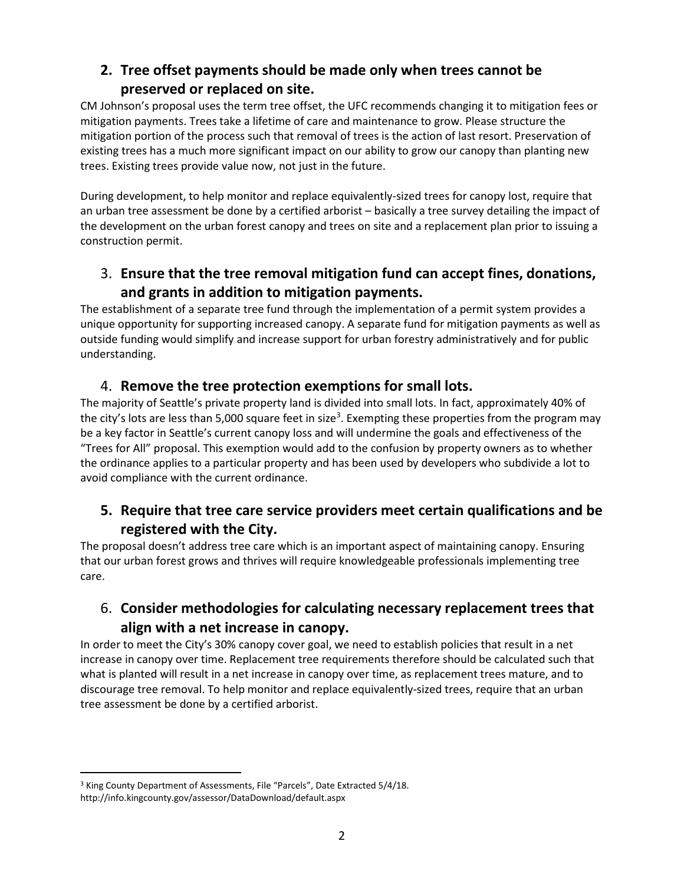## 2. Tree offset payments should be made only when trees cannot be preserved or replaced on site.

CM Johnson's proposal uses the term tree offset, the UFC recommends changing it to mitigation fees or mitigation payments. Trees take a lifetime of care and maintenance to grow. Please structure the mitigation portion of the process such that removal of trees is the action of last resort. Preservation of existing trees has a much more significant impact on our ability to grow our canopy than planting new trees. Existing trees provide value now, not just in the future.

During development, to help monitor and replace equivalently-sized trees for canopy lost, require that an urban tree assessment be done by a certified arborist – basically a tree survey detailing the impact of the development on the urban forest canopy and trees on site and a replacement plan prior to issuing a construction permit.

## 3. Ensure that the tree removal mitigation fund can accept fines, donations, and grants in addition to mitigation payments.

The establishment of a separate tree fund through the implementation of a permit system provides a unique opportunity for supporting increased canopy. A separate fund for mitigation payments as well as outside funding would simplify and increase support for urban forestry administratively and for public understanding.

## 4. Remove the tree protection exemptions for small lots.

The majority of Seattle's private property land is divided into small lots. In fact, approximately 40% of the city's lots are less than 5,000 square feet in size[3]. Exempting these properties from the program may be a key factor in Seattle's current canopy loss and will undermine the goals and effectiveness of the "Trees for All" proposal. This exemption would add to the confusion by property owners as to whether the ordinance applies to a particular property and has been used by developers who subdivide a lot to avoid compliance with the current ordinance.

## 5. Require that tree care service providers meet certain qualifications and be registered with the City.

The proposal doesn't address tree care which is an important aspect of maintaining canopy. Ensuring that our urban forest grows and thrives will require knowledgeable professionals implementing tree care.

## 6. Consider methodologies for calculating necessary replacement trees that align with a net increase in canopy.

In order to meet the City's 30% canopy cover goal, we need to establish policies that result in a net increase in canopy over time. Replacement tree requirements therefore should be calculated such that what is planted will result in a net increase in canopy over time, as replacement trees mature, and to discourage tree removal. To help monitor and replace equivalently-sized trees, require that an urban tree assessment be done by a certified arborist.

---

[3] King County Department of Assessments, File "Parcels", Date Extracted 5/4/18. http://info.kingcounty.gov/assessor/DataDownload/default.aspx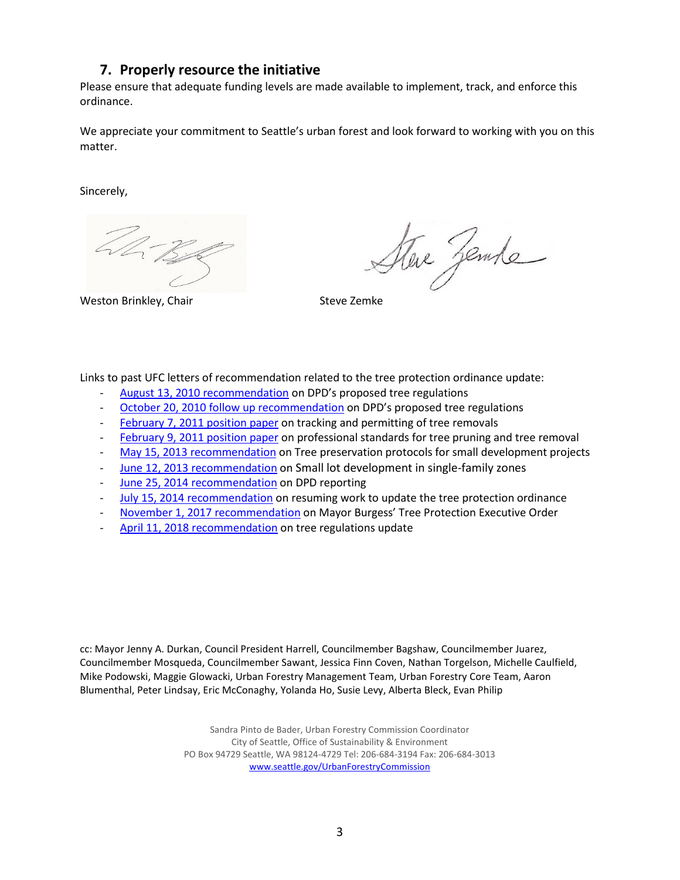## 7. Properly resource the initiative

Please ensure that adequate funding levels are made available to implement, track, and enforce this ordinance.

We appreciate your commitment to Seattle's urban forest and look forward to working with you on this matter.

Sincerely,

Weston Brinkley, Chair

Steve Zemke

Links to past UFC letters of recommendation related to the tree protection ordinance update:

- August 13, 2010 recommendation on DPD's proposed tree regulations
- October 20, 2010 follow up recommendation on DPD's proposed tree regulations
- February 7, 2011 position paper on tracking and permitting of tree removals
- February 9, 2011 position paper on professional standards for tree pruning and tree removal
- May 15, 2013 recommendation on Tree preservation protocols for small development projects
- June 12, 2013 recommendation on Small lot development in single-family zones
- June 25, 2014 recommendation on DPD reporting
- July 15, 2014 recommendation on resuming work to update the tree protection ordinance
- November 1, 2017 recommendation on Mayor Burgess' Tree Protection Executive Order
- April 11, 2018 recommendation on tree regulations update

cc: Mayor Jenny A. Durkan, Council President Harrell, Councilmember Bagshaw, Councilmember Juarez, Councilmember Mosqueda, Councilmember Sawant, Jessica Finn Coven, Nathan Torgelson, Michelle Caulfield, Mike Podowski, Maggie Glowacki, Urban Forestry Management Team, Urban Forestry Core Team, Aaron Blumenthal, Peter Lindsay, Eric McConaghy, Yolanda Ho, Susie Levy, Alberta Bleck, Evan Philip

Sandra Pinto de Bader, Urban Forestry Commission Coordinator
City of Seattle, Office of Sustainability & Environment
PO Box 94729 Seattle, WA 98124-4729 Tel: 206-684-3194 Fax: 206-684-3013
www.seattle.gov/UrbanForestryCommission